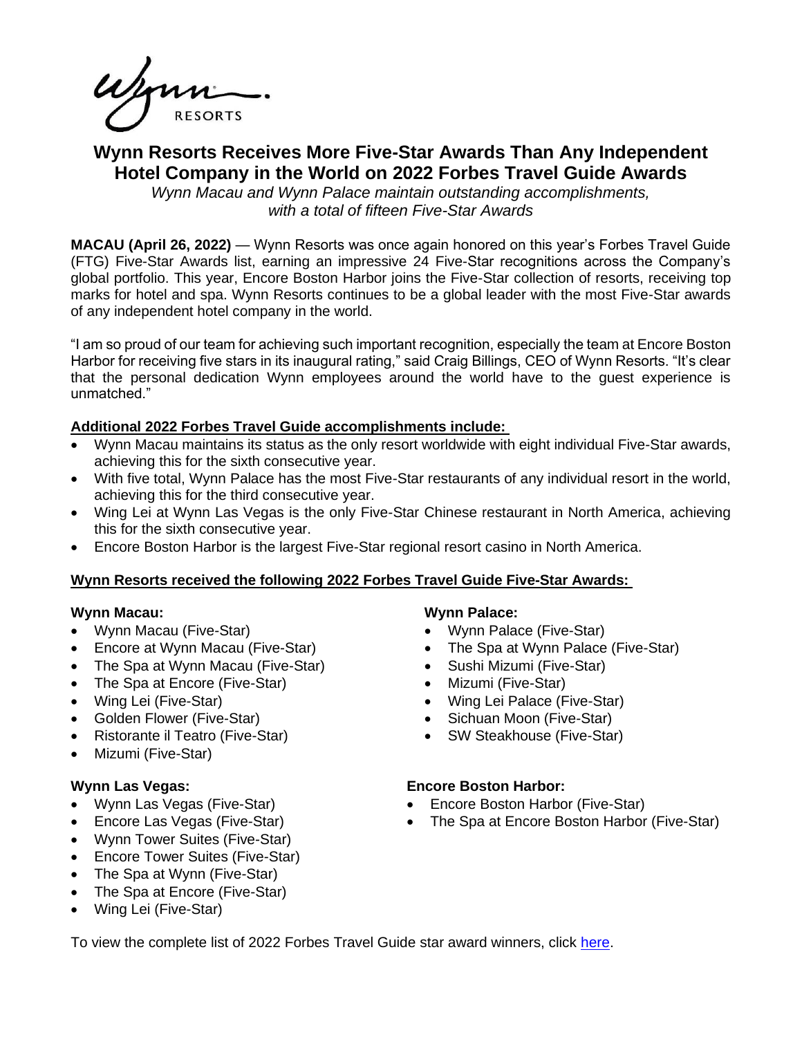Wynn RESORTS

# Wynn Resorts Receives More Five-Star Awards Than Any Independent Hotel Company in the World on 2022 Forbes Travel Guide Awards

*Wynn Macau and Wynn Palace maintain outstanding accomplishments, with a total of fifteen Five-Star Awards*

**MACAU (April 26, 2022)** — Wynn Resorts was once again honored on this year's Forbes Travel Guide (FTG) Five-Star Awards list, earning an impressive 24 Five-Star recognitions across the Company's global portfolio. This year, Encore Boston Harbor joins the Five-Star collection of resorts, receiving top marks for hotel and spa. Wynn Resorts continues to be a global leader with the most Five-Star awards of any independent hotel company in the world.

"I am so proud of our team for achieving such important recognition, especially the team at Encore Boston Harbor for receiving five stars in its inaugural rating," said Craig Billings, CEO of Wynn Resorts. "It's clear that the personal dedication Wynn employees around the world have to the guest experience is unmatched."

**Additional 2022 Forbes Travel Guide accomplishments include:**

- Wynn Macau maintains its status as the only resort worldwide with eight individual Five-Star awards, achieving this for the sixth consecutive year.
- With five total, Wynn Palace has the most Five-Star restaurants of any individual resort in the world, achieving this for the third consecutive year.
- Wing Lei at Wynn Las Vegas is the only Five-Star Chinese restaurant in North America, achieving this for the sixth consecutive year.
- Encore Boston Harbor is the largest Five-Star regional resort casino in North America.

**Wynn Resorts received the following 2022 Forbes Travel Guide Five-Star Awards:**

**Wynn Macau:**

- Wynn Macau (Five-Star)
- Encore at Wynn Macau (Five-Star)
- The Spa at Wynn Macau (Five-Star)
- The Spa at Encore (Five-Star)
- Wing Lei (Five-Star)
- Golden Flower (Five-Star)
- Ristorante il Teatro (Five-Star)
- Mizumi (Five-Star)

**Wynn Palace:**

- Wynn Palace (Five-Star)
- The Spa at Wynn Palace (Five-Star)
- Sushi Mizumi (Five-Star)
- Mizumi (Five-Star)
- Wing Lei Palace (Five-Star)
- Sichuan Moon (Five-Star)
- SW Steakhouse (Five-Star)

**Wynn Las Vegas:**

- Wynn Las Vegas (Five-Star)
- Encore Las Vegas (Five-Star)
- Wynn Tower Suites (Five-Star)
- Encore Tower Suites (Five-Star)
- The Spa at Wynn (Five-Star)
- The Spa at Encore (Five-Star)
- Wing Lei (Five-Star)

**Encore Boston Harbor:**

- Encore Boston Harbor (Five-Star)
- The Spa at Encore Boston Harbor (Five-Star)

To view the complete list of 2022 Forbes Travel Guide star award winners, click here.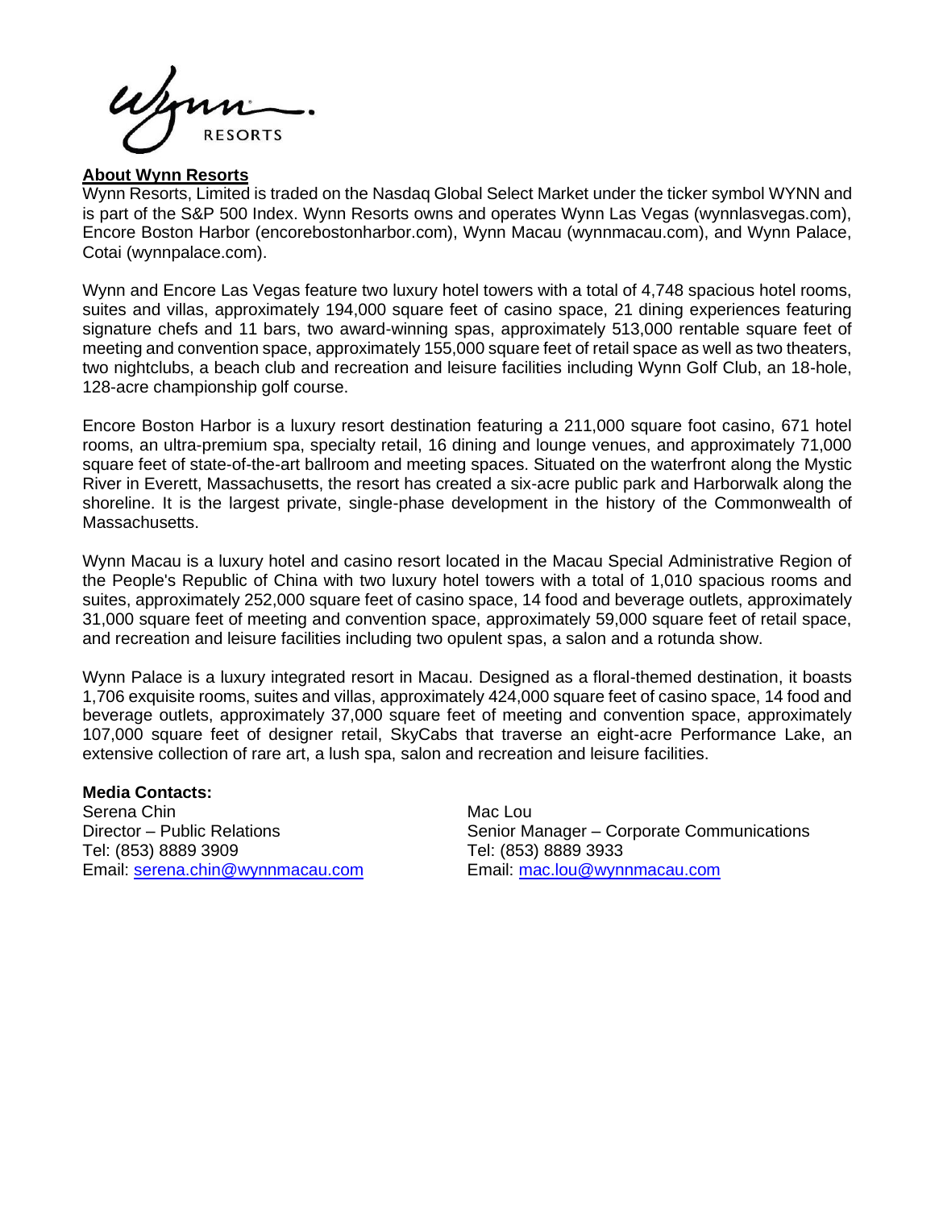**About Wynn Resorts**

Wynn Resorts, Limited is traded on the Nasdaq Global Select Market under the ticker symbol WYNN and is part of the S&P 500 Index. Wynn Resorts owns and operates Wynn Las Vegas (wynnlasvegas.com), Encore Boston Harbor (encorebostonharbor.com), Wynn Macau (wynnmacau.com), and Wynn Palace, Cotai (wynnpalace.com).

Wynn and Encore Las Vegas feature two luxury hotel towers with a total of 4,748 spacious hotel rooms, suites and villas, approximately 194,000 square feet of casino space, 21 dining experiences featuring signature chefs and 11 bars, two award-winning spas, approximately 513,000 rentable square feet of meeting and convention space, approximately 155,000 square feet of retail space as well as two theaters, two nightclubs, a beach club and recreation and leisure facilities including Wynn Golf Club, an 18-hole, 128-acre championship golf course.

Encore Boston Harbor is a luxury resort destination featuring a 211,000 square foot casino, 671 hotel rooms, an ultra-premium spa, specialty retail, 16 dining and lounge venues, and approximately 71,000 square feet of state-of-the-art ballroom and meeting spaces. Situated on the waterfront along the Mystic River in Everett, Massachusetts, the resort has created a six-acre public park and Harborwalk along the shoreline. It is the largest private, single-phase development in the history of the Commonwealth of Massachusetts.

Wynn Macau is a luxury hotel and casino resort located in the Macau Special Administrative Region of the People's Republic of China with two luxury hotel towers with a total of 1,010 spacious rooms and suites, approximately 252,000 square feet of casino space, 14 food and beverage outlets, approximately 31,000 square feet of meeting and convention space, approximately 59,000 square feet of retail space, and recreation and leisure facilities including two opulent spas, a salon and a rotunda show.

Wynn Palace is a luxury integrated resort in Macau. Designed as a floral-themed destination, it boasts 1,706 exquisite rooms, suites and villas, approximately 424,000 square feet of casino space, 14 food and beverage outlets, approximately 37,000 square feet of meeting and convention space, approximately 107,000 square feet of designer retail, SkyCabs that traverse an eight-acre Performance Lake, an extensive collection of rare art, a lush spa, salon and recreation and leisure facilities.

**Media Contacts:**

Serena Chin
Director – Public Relations
Tel: (853) 8889 3909
Email: serena.chin@wynnmacau.com

Mac Lou
Senior Manager – Corporate Communications
Tel: (853) 8889 3933
Email: mac.lou@wynnmacau.com